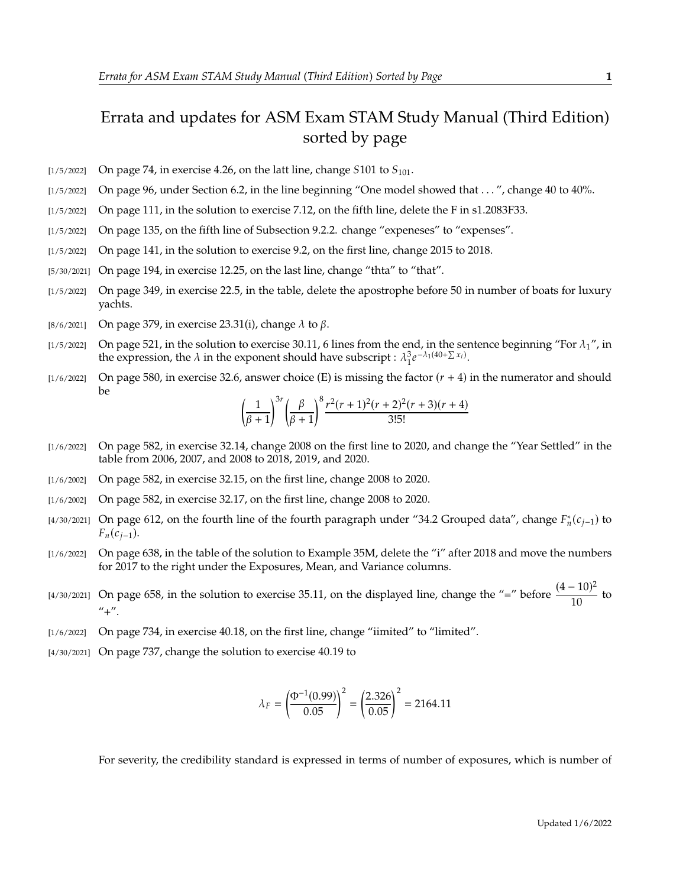# Errata and updates for ASM Exam STAM Study Manual (Third Edition) sorted by page

[1/5/2022] On page 74, in exercise 4.26, on the latt line, change $S101$ to $S_{101}$.

[1/5/2022] On page 96, under Section 6.2, in the line beginning "One model showed that . . . ", change 40 to 40%.

[1/5/2022] On page 111, in the solution to exercise 7.12, on the fifth line, delete the F in s1.2083F33.

[1/5/2022] On page 135, on the fifth line of Subsection 9.2.2. change "expeneses" to "expenses".

[1/5/2022] On page 141, in the solution to exercise 9.2, on the first line, change 2015 to 2018.

[5/30/2021] On page 194, in exercise 12.25, on the last line, change "thta" to "that".

[1/5/2022] On page 349, in exercise 22.5, in the table, delete the apostrophe before 50 in number of boats for luxury yachts.

[8/6/2021] On page 379, in exercise 23.31(i), change $\lambda$ to $\beta$.

[1/5/2022] On page 521, in the solution to exercise 30.11, 6 lines from the end, in the sentence beginning "For $\lambda_1$", in the expression, the $\lambda$ in the exponent should have subscript : $\lambda_1^3 e^{-\lambda_1(40+\sum x_i)}$.

[1/6/2022] On page 580, in exercise 32.6, answer choice (E) is missing the factor $(r + 4)$ in the numerator and should be

$$\left(\frac{1}{\beta+1}\right)^{3r}\left(\frac{\beta}{\beta+1}\right)^{8}\frac{r^2(r+1)^2(r+2)^2(r+3)(r+4)}{3!5!}$$

[1/6/2022] On page 582, in exercise 32.14, change 2008 on the first line to 2020, and change the "Year Settled" in the table from 2006, 2007, and 2008 to 2018, 2019, and 2020.

[1/6/2002] On page 582, in exercise 32.15, on the first line, change 2008 to 2020.

[1/6/2002] On page 582, in exercise 32.17, on the first line, change 2008 to 2020.

[4/30/2021] On page 612, on the fourth line of the fourth paragraph under "34.2 Grouped data", change $F_n^*(c_{j-1})$ to $F_n(c_{j-1})$.

[1/6/2022] On page 638, in the table of the solution to Example 35M, delete the "i" after 2018 and move the numbers for 2017 to the right under the Exposures, Mean, and Variance columns.

[4/30/2021] On page 658, in the solution to exercise 35.11, on the displayed line, change the "=" before $\dfrac{(4-10)^2}{10}$ to "+".

[1/6/2022] On page 734, in exercise 40.18, on the first line, change "iimited" to "limited".

[4/30/2021] On page 737, change the solution to exercise 40.19 to

$$\lambda_F = \left(\frac{\Phi^{-1}(0.99)}{0.05}\right)^2 = \left(\frac{2.326}{0.05}\right)^2 = 2164.11$$

For severity, the credibility standard is expressed in terms of number of exposures, which is number of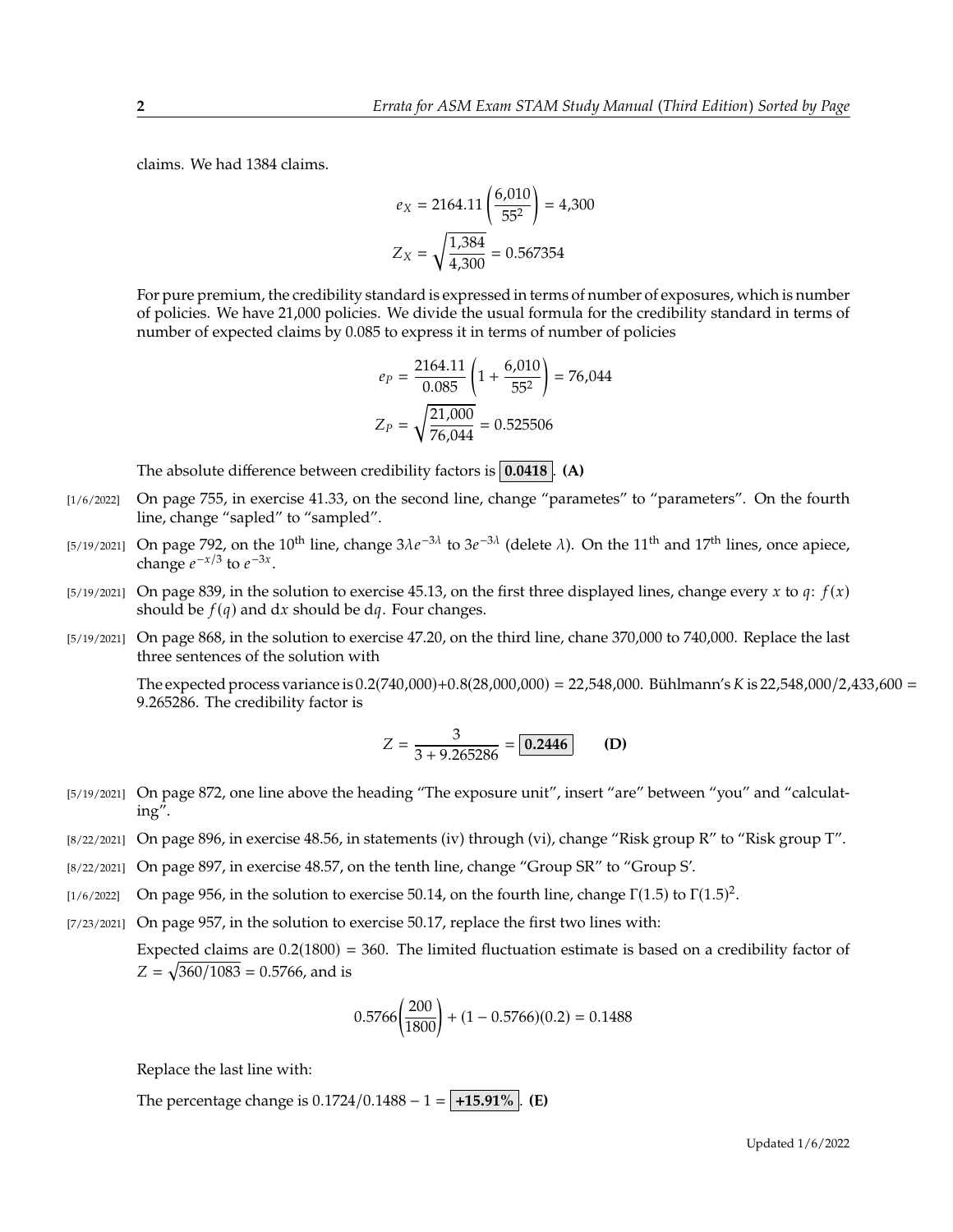claims. We had 1384 claims.

$$e_X = 2164.11\left(\frac{6{,}010}{55^2}\right) = 4{,}300$$

$$Z_X = \sqrt{\frac{1{,}384}{4{,}300}} = 0.567354$$

For pure premium, the credibility standard is expressed in terms of number of exposures, which is number of policies. We have 21,000 policies. We divide the usual formula for the credibility standard in terms of number of expected claims by 0.085 to express it in terms of number of policies

$$e_P = \frac{2164.11}{0.085}\left(1 + \frac{6{,}010}{55^2}\right) = 76{,}044$$

$$Z_P = \sqrt{\frac{21{,}000}{76{,}044}} = 0.525506$$

The absolute difference between credibility factors is $\boxed{\textbf{0.0418}}$. **(A)**

[1/6/2022] On page 755, in exercise 41.33, on the second line, change "parametes" to "parameters". On the fourth line, change "sapled" to "sampled".

[5/19/2021] On page 792, on the 10th line, change $3\lambda e^{-3\lambda}$ to $3e^{-3\lambda}$ (delete $\lambda$). On the 11th and 17th lines, once apiece, change $e^{-x/3}$ to $e^{-3x}$.

[5/19/2021] On page 839, in the solution to exercise 45.13, on the first three displayed lines, change every $x$ to $q$: $f(x)$ should be $f(q)$ and $\mathrm{d}x$ should be $\mathrm{d}q$. Four changes.

[5/19/2021] On page 868, in the solution to exercise 47.20, on the third line, chane 370,000 to 740,000. Replace the last three sentences of the solution with

The expected process variance is 0.2(740,000)+0.8(28,000,000) = 22,548,000. Bühlmann's $K$ is 22,548,000/2,433,600 = 9.265286. The credibility factor is

$$Z = \frac{3}{3 + 9.265286} = \boxed{\mathbf{0.2446}} \qquad \textbf{(D)}$$

[5/19/2021] On page 872, one line above the heading "The exposure unit", insert "are" between "you" and "calculating".

[8/22/2021] On page 896, in exercise 48.56, in statements (iv) through (vi), change "Risk group R" to "Risk group T".

[8/22/2021] On page 897, in exercise 48.57, on the tenth line, change "Group SR" to "Group S'.

[1/6/2022] On page 956, in the solution to exercise 50.14, on the fourth line, change $\Gamma(1.5)$ to $\Gamma(1.5)^2$.

[7/23/2021] On page 957, in the solution to exercise 50.17, replace the first two lines with:

Expected claims are 0.2(1800) = 360. The limited fluctuation estimate is based on a credibility factor of $Z = \sqrt{360/1083} = 0.5766$, and is

$$0.5766\left(\frac{200}{1800}\right) + (1 - 0.5766)(0.2) = 0.1488$$

Replace the last line with:

The percentage change is $0.1724/0.1488 - 1 = \boxed{\mathbf{+15.91\%}}$. **(E)**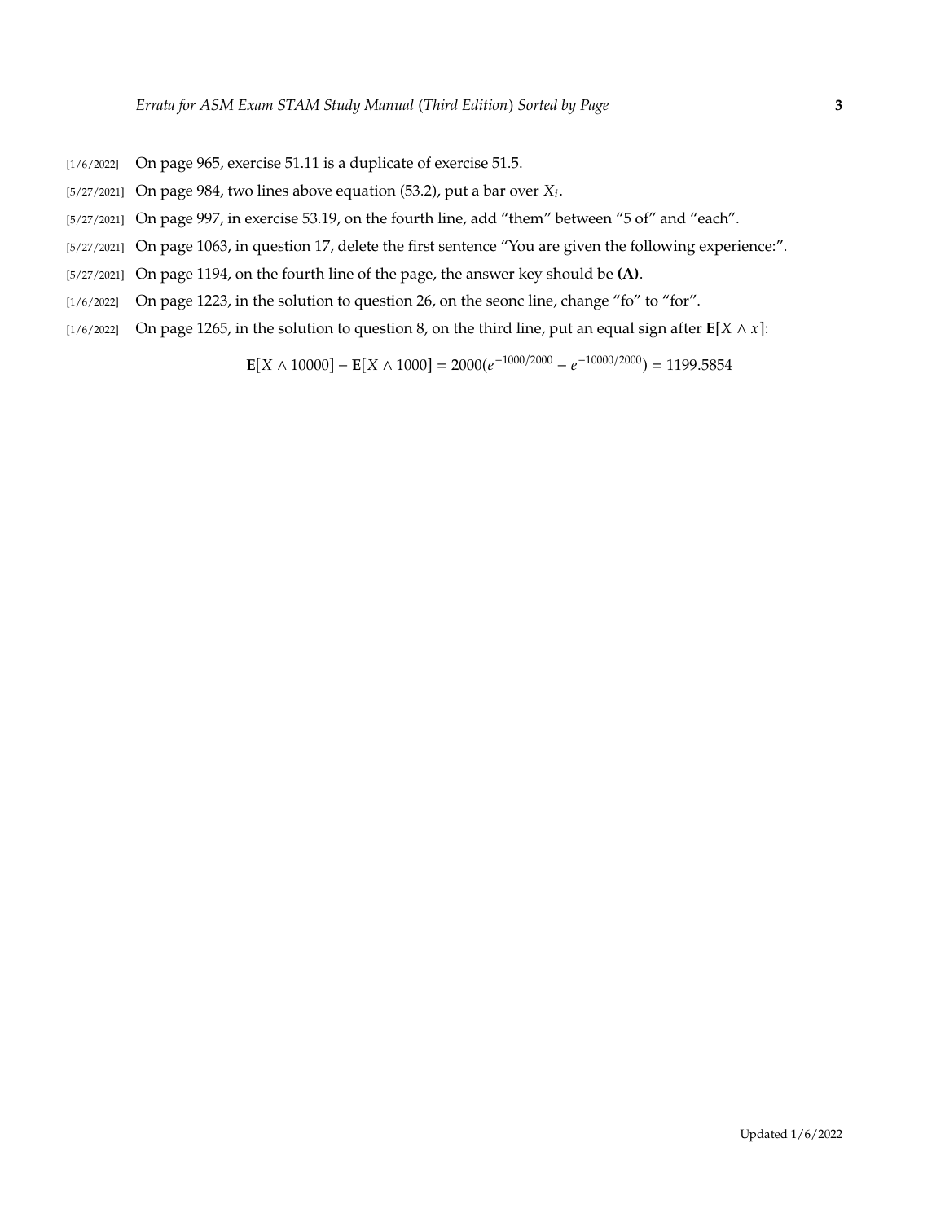[1/6/2022] On page 965, exercise 51.11 is a duplicate of exercise 51.5.

[5/27/2021] On page 984, two lines above equation (53.2), put a bar over $X_i$.

[5/27/2021] On page 997, in exercise 53.19, on the fourth line, add "them" between "5 of" and "each".

[5/27/2021] On page 1063, in question 17, delete the first sentence "You are given the following experience:".

[5/27/2021] On page 1194, on the fourth line of the page, the answer key should be **(A)**.

[1/6/2022] On page 1223, in the solution to question 26, on the seonc line, change "fo" to "for".

[1/6/2022] On page 1265, in the solution to question 8, on the third line, put an equal sign after $\mathbf{E}[X \wedge x]$:

$$\mathbf{E}[X \wedge 10000] - \mathbf{E}[X \wedge 1000] = 2000(e^{-1000/2000} - e^{-10000/2000}) = 1199.5854$$